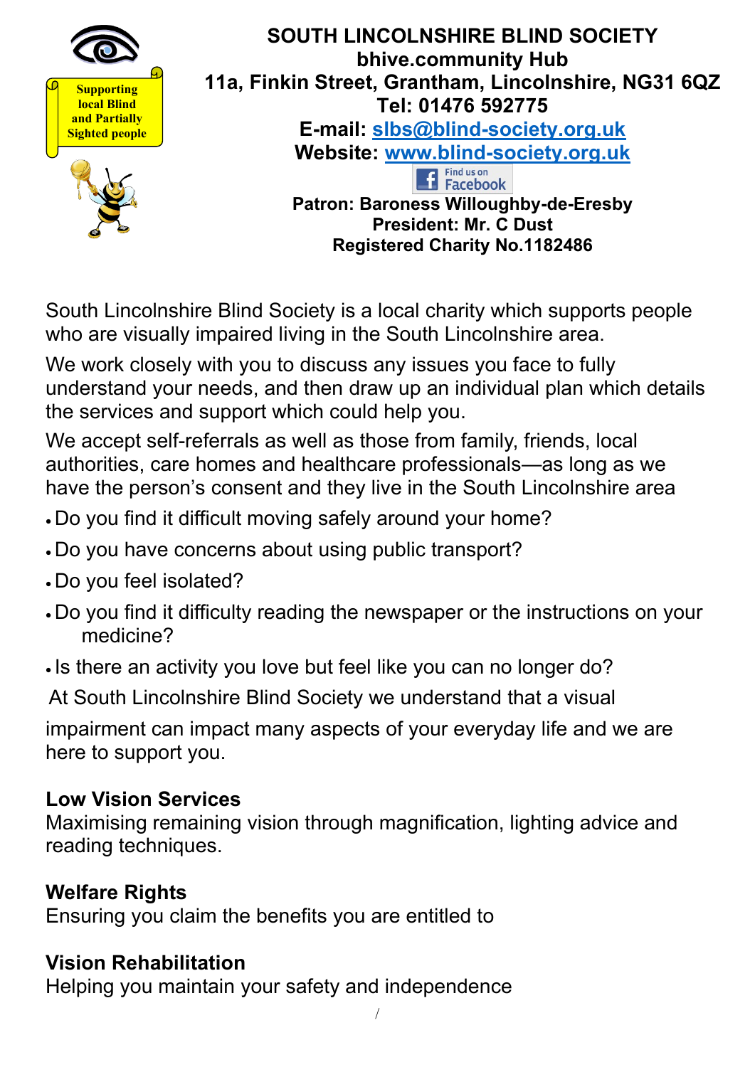Supporting local Blind and Partially Sighted people

# SOUTH LINCOLNSHIRE BLIND SOCIETY

**bhive.community Hub**
**11a, Finkin Street, Grantham, Lincolnshire, NG31 6QZ**
**Tel: 01476 592775**
**E-mail: slbs@blind-society.org.uk**
**Website: www.blind-society.org.uk**

Find us on Facebook

**Patron: Baroness Willoughby-de-Eresby**
**President: Mr. C Dust**
**Registered Charity No.1182486**

South Lincolnshire Blind Society is a local charity which supports people who are visually impaired living in the South Lincolnshire area.

We work closely with you to discuss any issues you face to fully understand your needs, and then draw up an individual plan which details the services and support which could help you.

We accept self-referrals as well as those from family, friends, local authorities, care homes and healthcare professionals—as long as we have the person's consent and they live in the South Lincolnshire area

- Do you find it difficult moving safely around your home?
- Do you have concerns about using public transport?
- Do you feel isolated?
- Do you find it difficulty reading the newspaper or the instructions on your medicine?
- Is there an activity you love but feel like you can no longer do?

At South Lincolnshire Blind Society we understand that a visual impairment can impact many aspects of your everyday life and we are here to support you.

### Low Vision Services

Maximising remaining vision through magnification, lighting advice and reading techniques.

### Welfare Rights

Ensuring you claim the benefits you are entitled to

### Vision Rehabilitation

Helping you maintain your safety and independence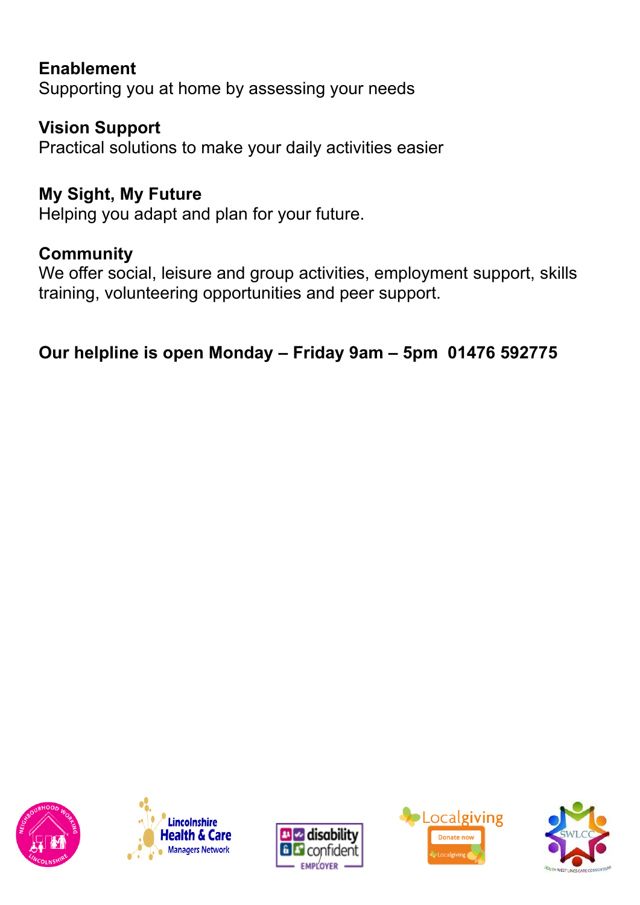**Enablement**
Supporting you at home by assessing your needs

**Vision Support**
Practical solutions to make your daily activities easier

**My Sight, My Future**
Helping you adapt and plan for your future.

**Community**
We offer social, leisure and group activities, employment support, skills training, volunteering opportunities and peer support.

**Our helpline is open Monday – Friday 9am – 5pm 01476 592775**